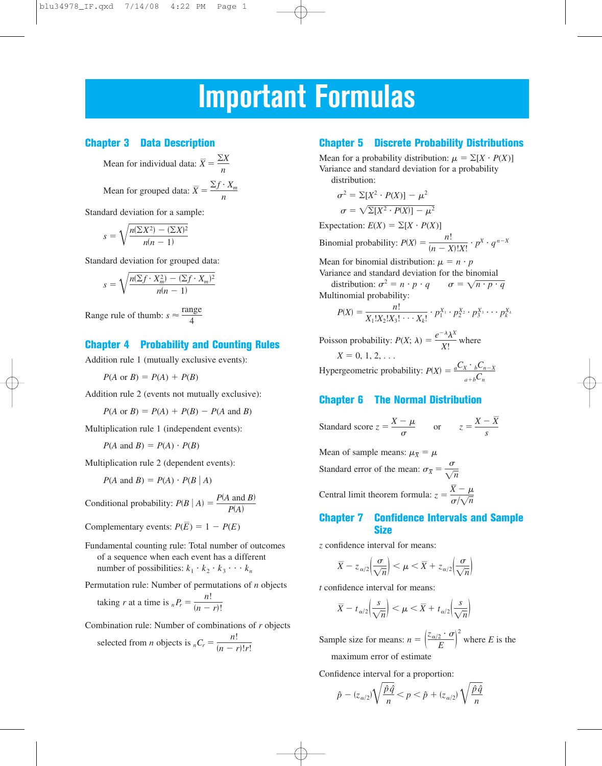# Important Formulas

## Chapter 3 Data Description

Mean for individual data: $\overline{X} = \dfrac{\Sigma X}{n}$

Mean for grouped data: $\overline{X} = \dfrac{\Sigma f \cdot X_m}{n}$

Standard deviation for a sample:

$$s = \sqrt{\frac{n(\Sigma X^2) - (\Sigma X)^2}{n(n-1)}}$$

Standard deviation for grouped data:

$$s = \sqrt{\frac{n(\Sigma f \cdot X_m^2) - (\Sigma f \cdot X_m)^2}{n(n-1)}}$$

Range rule of thumb: $s \approx \dfrac{\text{range}}{4}$

## Chapter 4 Probability and Counting Rules

Addition rule 1 (mutually exclusive events):

$$P(A \text{ or } B) = P(A) + P(B)$$

Addition rule 2 (events not mutually exclusive):

$$P(A \text{ or } B) = P(A) + P(B) - P(A \text{ and } B)$$

Multiplication rule 1 (independent events):

$$P(A \text{ and } B) = P(A) \cdot P(B)$$

Multiplication rule 2 (dependent events):

$$P(A \text{ and } B) = P(A) \cdot P(B \mid A)$$

Conditional probability: $P(B \mid A) = \dfrac{P(A \text{ and } B)}{P(A)}$

Complementary events: $P(\overline{E}) = 1 - P(E)$

Fundamental counting rule: Total number of outcomes of a sequence when each event has a different number of possibilities: $k_1 \cdot k_2 \cdot k_3 \cdots k_n$

Permutation rule: Number of permutations of $n$ objects taking $r$ at a time is ${}_nP_r = \dfrac{n!}{(n-r)!}$

Combination rule: Number of combinations of $r$ objects selected from $n$ objects is ${}_nC_r = \dfrac{n!}{(n-r)!r!}$

## Chapter 5 Discrete Probability Distributions

Mean for a probability distribution: $\mu = \Sigma[X \cdot P(X)]$

Variance and standard deviation for a probability distribution:

$$\sigma^2 = \Sigma[X^2 \cdot P(X)] - \mu^2$$

$$\sigma = \sqrt{\Sigma[X^2 \cdot P(X)] - \mu^2}$$

Expectation: $E(X) = \Sigma[X \cdot P(X)]$

Binomial probability: $P(X) = \dfrac{n!}{(n-X)!X!} \cdot p^X \cdot q^{n-X}$

Mean for binomial distribution: $\mu = n \cdot p$

Variance and standard deviation for the binomial distribution: $\sigma^2 = n \cdot p \cdot q \qquad \sigma = \sqrt{n \cdot p \cdot q}$

Multinomial probability:

$$P(X) = \frac{n!}{X_1!X_2!X_3! \cdots X_k!} \cdot p_1^{X_1} \cdot p_2^{X_2} \cdot p_3^{X_3} \cdots p_k^{X_k}$$

Poisson probability: $P(X; \lambda) = \dfrac{e^{-\lambda}\lambda^X}{X!}$ where $X = 0, 1, 2, \ldots$

Hypergeometric probability: $P(X) = \dfrac{{}_aC_X \cdot {}_bC_{n-X}}{{}_{a+b}C_n}$

## Chapter 6 The Normal Distribution

Standard score $z = \dfrac{X - \mu}{\sigma}$ or $z = \dfrac{X - \overline{X}}{s}$

Mean of sample means: $\mu_{\overline{X}} = \mu$

Standard error of the mean: $\sigma_{\overline{X}} = \dfrac{\sigma}{\sqrt{n}}$

Central limit theorem formula: $z = \dfrac{\overline{X} - \mu}{\sigma/\sqrt{n}}$

## Chapter 7 Confidence Intervals and Sample Size

$z$ confidence interval for means:

$$\overline{X} - z_{\alpha/2}\left(\frac{\sigma}{\sqrt{n}}\right) < \mu < \overline{X} + z_{\alpha/2}\left(\frac{\sigma}{\sqrt{n}}\right)$$

$t$ confidence interval for means:

$$\overline{X} - t_{\alpha/2}\left(\frac{s}{\sqrt{n}}\right) < \mu < \overline{X} + t_{\alpha/2}\left(\frac{s}{\sqrt{n}}\right)$$

Sample size for means: $n = \left(\dfrac{z_{\alpha/2} \cdot \sigma}{E}\right)^2$ where $E$ is the maximum error of estimate

Confidence interval for a proportion:

$$\hat{p} - (z_{\alpha/2})\sqrt{\frac{\hat{p}\hat{q}}{n}} < p < \hat{p} + (z_{\alpha/2})\sqrt{\frac{\hat{p}\hat{q}}{n}}$$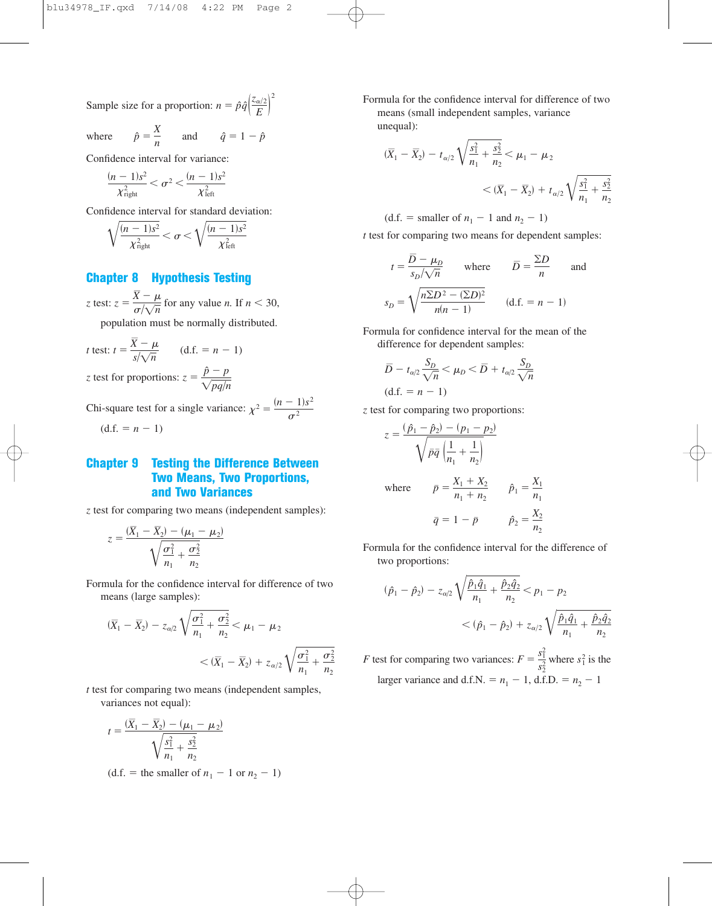Sample size for a proportion: $n = \hat{p}\hat{q}\left(\dfrac{z_{\alpha/2}}{E}\right)^2$

where $\hat{p} = \dfrac{X}{n}$ and $\hat{q} = 1 - \hat{p}$

Confidence interval for variance:

$$\frac{(n-1)s^2}{\chi^2_{\text{right}}} < \sigma^2 < \frac{(n-1)s^2}{\chi^2_{\text{left}}}$$

Confidence interval for standard deviation:

$$\sqrt{\frac{(n-1)s^2}{\chi^2_{\text{right}}}} < \sigma < \sqrt{\frac{(n-1)s^2}{\chi^2_{\text{left}}}}$$

## Chapter 8 Hypothesis Testing

$z$ test: $z = \dfrac{\overline{X} - \mu}{\sigma/\sqrt{n}}$ for any value $n$. If $n < 30$, population must be normally distributed.

$t$ test: $t = \dfrac{\overline{X} - \mu}{s/\sqrt{n}}$ (d.f. $= n - 1$)

$z$ test for proportions: $z = \dfrac{\hat{p} - p}{\sqrt{pq/n}}$

Chi-square test for a single variance: $\chi^2 = \dfrac{(n-1)s^2}{\sigma^2}$

(d.f. $= n - 1$)

## Chapter 9 Testing the Difference Between Two Means, Two Proportions, and Two Variances

$z$ test for comparing two means (independent samples):

$$z = \frac{(\overline{X}_1 - \overline{X}_2) - (\mu_1 - \mu_2)}{\sqrt{\dfrac{\sigma_1^2}{n_1} + \dfrac{\sigma_2^2}{n_2}}}$$

Formula for the confidence interval for difference of two means (large samples):

$$(\overline{X}_1 - \overline{X}_2) - z_{\alpha/2}\sqrt{\frac{\sigma_1^2}{n_1} + \frac{\sigma_2^2}{n_2}} < \mu_1 - \mu_2 < (\overline{X}_1 - \overline{X}_2) + z_{\alpha/2}\sqrt{\frac{\sigma_1^2}{n_1} + \frac{\sigma_2^2}{n_2}}$$

$t$ test for comparing two means (independent samples, variances not equal):

$$t = \frac{(\overline{X}_1 - \overline{X}_2) - (\mu_1 - \mu_2)}{\sqrt{\dfrac{s_1^2}{n_1} + \dfrac{s_2^2}{n_2}}}$$

(d.f. $=$ the smaller of $n_1 - 1$ or $n_2 - 1$)

Formula for the confidence interval for difference of two means (small independent samples, variance unequal):

$$(\overline{X}_1 - \overline{X}_2) - t_{\alpha/2}\sqrt{\frac{s_1^2}{n_1} + \frac{s_2^2}{n_2}} < \mu_1 - \mu_2 < (\overline{X}_1 - \overline{X}_2) + t_{\alpha/2}\sqrt{\frac{s_1^2}{n_1} + \frac{s_2^2}{n_2}}$$

(d.f. $=$ smaller of $n_1 - 1$ and $n_2 - 1$)

$t$ test for comparing two means for dependent samples:

$$t = \frac{\overline{D} - \mu_D}{s_D/\sqrt{n}} \quad \text{where} \quad \overline{D} = \frac{\Sigma D}{n} \quad \text{and}$$

$$s_D = \sqrt{\frac{n\Sigma D^2 - (\Sigma D)^2}{n(n-1)}} \quad (\text{d.f.} = n - 1)$$

Formula for confidence interval for the mean of the difference for dependent samples:

$$\overline{D} - t_{\alpha/2}\frac{s_D}{\sqrt{n}} < \mu_D < \overline{D} + t_{\alpha/2}\frac{s_D}{\sqrt{n}}$$

(d.f. $= n - 1$)

$z$ test for comparing two proportions:

$$z = \frac{(\hat{p}_1 - \hat{p}_2) - (p_1 - p_2)}{\sqrt{\overline{p}\,\overline{q}\left(\dfrac{1}{n_1} + \dfrac{1}{n_2}\right)}}$$

where $\overline{p} = \dfrac{X_1 + X_2}{n_1 + n_2}$ $\quad \hat{p}_1 = \dfrac{X_1}{n_1}$

$\overline{q} = 1 - \overline{p}$ $\quad \hat{p}_2 = \dfrac{X_2}{n_2}$

Formula for the confidence interval for the difference of two proportions:

$$(\hat{p}_1 - \hat{p}_2) - z_{\alpha/2}\sqrt{\frac{\hat{p}_1\hat{q}_1}{n_1} + \frac{\hat{p}_2\hat{q}_2}{n_2}} < p_1 - p_2 < (\hat{p}_1 - \hat{p}_2) + z_{\alpha/2}\sqrt{\frac{\hat{p}_1\hat{q}_1}{n_1} + \frac{\hat{p}_2\hat{q}_2}{n_2}}$$

$F$ test for comparing two variances: $F = \dfrac{s_1^2}{s_2^2}$ where $s_1^2$ is the larger variance and d.f.N. $= n_1 - 1$, d.f.D. $= n_2 - 1$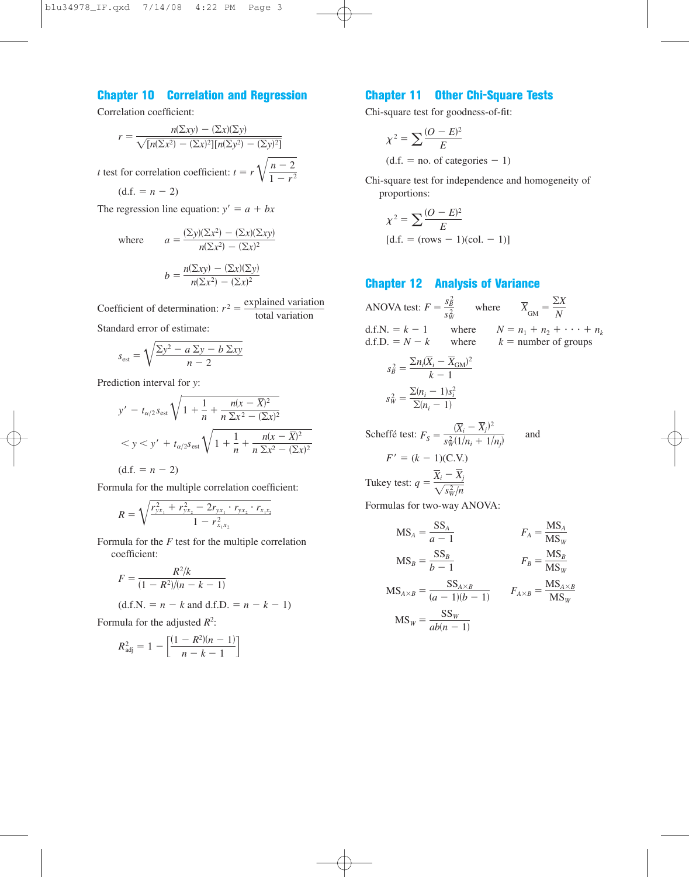## Chapter 10 Correlation and Regression

Correlation coefficient:

$$r = \frac{n(\Sigma xy) - (\Sigma x)(\Sigma y)}{\sqrt{[n(\Sigma x^2) - (\Sigma x)^2][n(\Sigma y^2) - (\Sigma y)^2]}}$$

$t$ test for correlation coefficient: $t = r\sqrt{\dfrac{n-2}{1-r^2}}$

(d.f. $= n - 2$)

The regression line equation: $y' = a + bx$

where $$a = \frac{(\Sigma y)(\Sigma x^2) - (\Sigma x)(\Sigma xy)}{n(\Sigma x^2) - (\Sigma x)^2}$$

$$b = \frac{n(\Sigma xy) - (\Sigma x)(\Sigma y)}{n(\Sigma x^2) - (\Sigma x)^2}$$

Coefficient of determination: $r^2 = \dfrac{\text{explained variation}}{\text{total variation}}$

Standard error of estimate:

$$s_{\text{est}} = \sqrt{\frac{\Sigma y^2 - a\,\Sigma y - b\,\Sigma xy}{n-2}}$$

Prediction interval for $y$:

$$y' - t_{\alpha/2}s_{\text{est}}\sqrt{1 + \frac{1}{n} + \frac{n(x - \overline{X})^2}{n\,\Sigma x^2 - (\Sigma x)^2}}$$

$$< y < y' + t_{\alpha/2}s_{\text{est}}\sqrt{1 + \frac{1}{n} + \frac{n(x - \overline{X})^2}{n\,\Sigma x^2 - (\Sigma x)^2}}$$

(d.f. $= n - 2$)

Formula for the multiple correlation coefficient:

$$R = \sqrt{\frac{r^2_{yx_1} + r^2_{yx_2} - 2r_{yx_1} \cdot r_{yx_2} \cdot r_{x_1x_2}}{1 - r^2_{x_1x_2}}}$$

Formula for the $F$ test for the multiple correlation coefficient:

$$F = \frac{R^2/k}{(1 - R^2)/(n - k - 1)}$$

(d.f.N. $= n - k$ and d.f.D. $= n - k - 1$)

Formula for the adjusted $R^2$:

$$R^2_{\text{adj}} = 1 - \left[\frac{(1 - R^2)(n - 1)}{n - k - 1}\right]$$

## Chapter 11 Other Chi-Square Tests

Chi-square test for goodness-of-fit:

$$\chi^2 = \sum \frac{(O - E)^2}{E}$$

(d.f. = no. of categories $- 1$)

Chi-square test for independence and homogeneity of proportions:

$$\chi^2 = \sum \frac{(O - E)^2}{E}$$

[d.f. = (rows $- 1$)(col. $- 1$)]

## Chapter 12 Analysis of Variance

ANOVA test: $F = \dfrac{s_B^2}{s_W^2}$ where $\overline{X}_{\text{GM}} = \dfrac{\Sigma X}{N}$

d.f.N. $= k - 1$ where $N = n_1 + n_2 + \cdots + n_k$

d.f.D. $= N - k$ where $k$ = number of groups

$$s_B^2 = \frac{\Sigma n_i(\overline{X}_i - \overline{X}_{\text{GM}})^2}{k - 1}$$

$$s_W^2 = \frac{\Sigma(n_i - 1)s_i^2}{\Sigma(n_i - 1)}$$

Scheffé test: $F_S = \dfrac{(\overline{X}_i - \overline{X}_j)^2}{s_W^2(1/n_i + 1/n_j)}$ and

$F' = (k - 1)(\text{C.V.})$

Tukey test: $q = \dfrac{\overline{X}_i - \overline{X}_j}{\sqrt{s_W^2/n}}$

Formulas for two-way ANOVA:

$$\text{MS}_A = \frac{\text{SS}_A}{a - 1} \qquad F_A = \frac{\text{MS}_A}{\text{MS}_W}$$

$$\text{MS}_B = \frac{\text{SS}_B}{b - 1} \qquad F_B = \frac{\text{MS}_B}{\text{MS}_W}$$

$$\text{MS}_{A\times B} = \frac{\text{SS}_{A\times B}}{(a - 1)(b - 1)} \qquad F_{A\times B} = \frac{\text{MS}_{A\times B}}{\text{MS}_W}$$

$$\text{MS}_W = \frac{\text{SS}_W}{ab(n - 1)}$$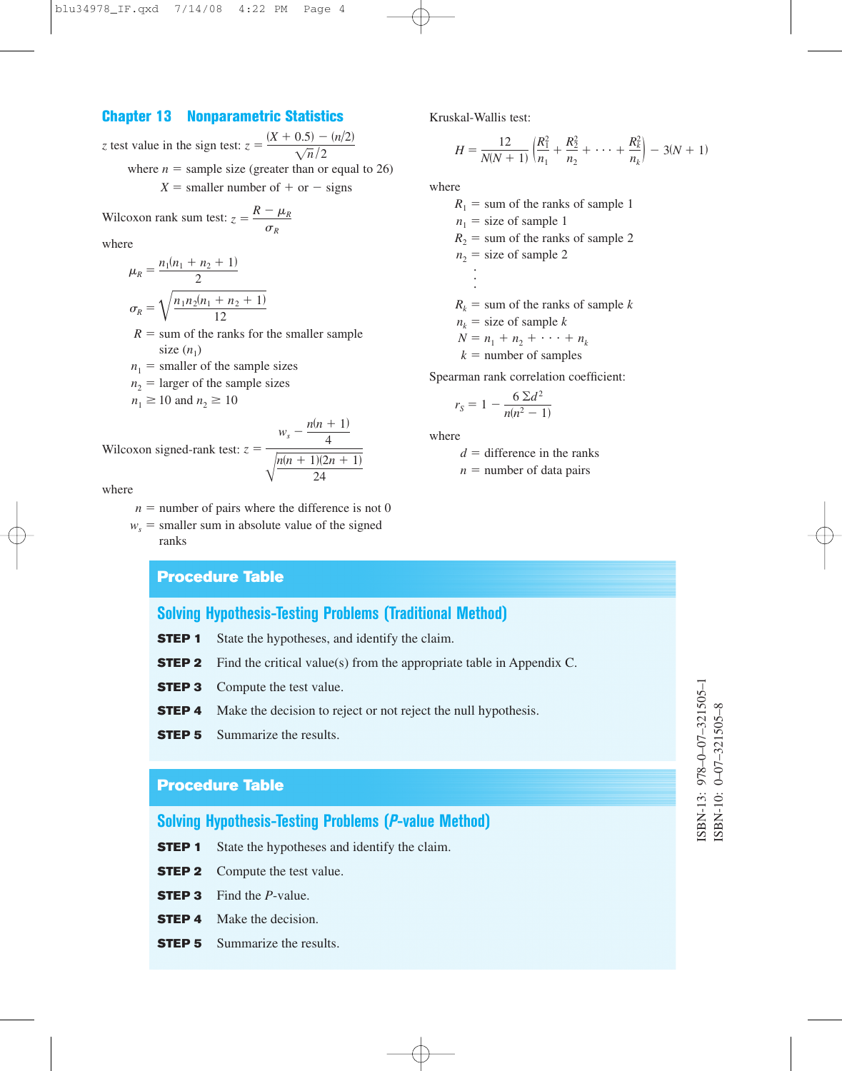## Chapter 13 Nonparametric Statistics

$z$ test value in the sign test: $z = \dfrac{(X + 0.5) - (n/2)}{\sqrt{n}/2}$

where $n$ = sample size (greater than or equal to 26)
$X$ = smaller number of + or − signs

Wilcoxon rank sum test: $z = \dfrac{R - \mu_R}{\sigma_R}$

where

$$\mu_R = \frac{n_1(n_1 + n_2 + 1)}{2}$$

$$\sigma_R = \sqrt{\frac{n_1 n_2(n_1 + n_2 + 1)}{12}}$$

$R$ = sum of the ranks for the smaller sample size ($n_1$)
$n_1$ = smaller of the sample sizes
$n_2$ = larger of the sample sizes
$n_1 \geq 10$ and $n_2 \geq 10$

Wilcoxon signed-rank test: $z = \dfrac{w_s - \dfrac{n(n + 1)}{4}}{\sqrt{\dfrac{n(n + 1)(2n + 1)}{24}}}$

where

$n$ = number of pairs where the difference is not 0
$w_s$ = smaller sum in absolute value of the signed ranks

Kruskal-Wallis test:

$$H = \frac{12}{N(N + 1)}\left(\frac{R_1^2}{n_1} + \frac{R_2^2}{n_2} + \cdots + \frac{R_k^2}{n_k}\right) - 3(N + 1)$$

where

$R_1$ = sum of the ranks of sample 1
$n_1$ = size of sample 1
$R_2$ = sum of the ranks of sample 2
$n_2$ = size of sample 2
⋮
$R_k$ = sum of the ranks of sample $k$
$n_k$ = size of sample $k$
$N = n_1 + n_2 + \cdots + n_k$
$k$ = number of samples

Spearman rank correlation coefficient:

$$r_S = 1 - \frac{6\,\Sigma d^2}{n(n^2 - 1)}$$

where

$d$ = difference in the ranks
$n$ = number of data pairs

### Procedure Table

#### Solving Hypothesis-Testing Problems (Traditional Method)

**STEP 1** State the hypotheses, and identify the claim.

**STEP 2** Find the critical value(s) from the appropriate table in Appendix C.

**STEP 3** Compute the test value.

**STEP 4** Make the decision to reject or not reject the null hypothesis.

**STEP 5** Summarize the results.

### Procedure Table

#### Solving Hypothesis-Testing Problems (*P*-value Method)

**STEP 1** State the hypotheses and identify the claim.

**STEP 2** Compute the test value.

**STEP 3** Find the *P*-value.

**STEP 4** Make the decision.

**STEP 5** Summarize the results.

ISBN-13: 978-0-07-321505-1
ISBN-10: 0-07-321505-8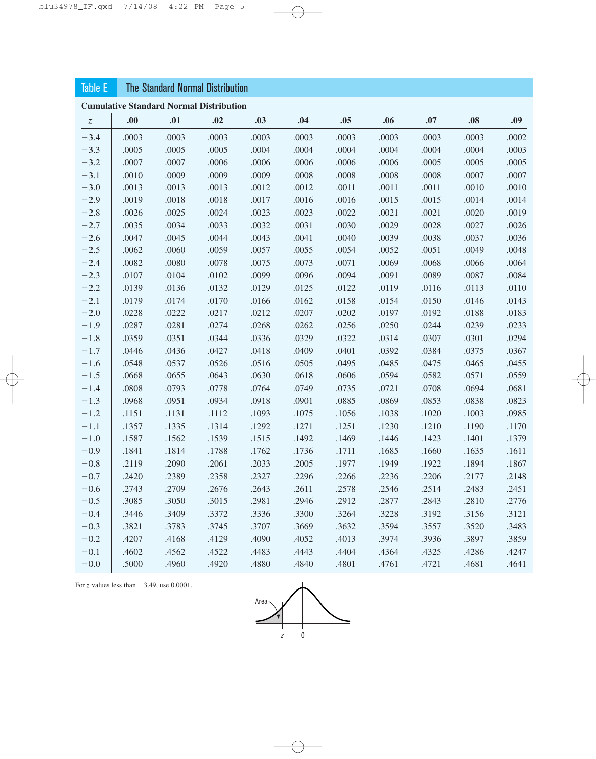## Table E The Standard Normal Distribution

**Cumulative Standard Normal Distribution**

| $z$ | .00 | .01 | .02 | .03 | .04 | .05 | .06 | .07 | .08 | .09 |
|---|---|---|---|---|---|---|---|---|---|---|
| −3.4 | .0003 | .0003 | .0003 | .0003 | .0003 | .0003 | .0003 | .0003 | .0003 | .0002 |
| −3.3 | .0005 | .0005 | .0005 | .0004 | .0004 | .0004 | .0004 | .0004 | .0004 | .0003 |
| −3.2 | .0007 | .0007 | .0006 | .0006 | .0006 | .0006 | .0006 | .0005 | .0005 | .0005 |
| −3.1 | .0010 | .0009 | .0009 | .0009 | .0008 | .0008 | .0008 | .0008 | .0007 | .0007 |
| −3.0 | .0013 | .0013 | .0013 | .0012 | .0012 | .0011 | .0011 | .0011 | .0010 | .0010 |
| −2.9 | .0019 | .0018 | .0018 | .0017 | .0016 | .0016 | .0015 | .0015 | .0014 | .0014 |
| −2.8 | .0026 | .0025 | .0024 | .0023 | .0023 | .0022 | .0021 | .0021 | .0020 | .0019 |
| −2.7 | .0035 | .0034 | .0033 | .0032 | .0031 | .0030 | .0029 | .0028 | .0027 | .0026 |
| −2.6 | .0047 | .0045 | .0044 | .0043 | .0041 | .0040 | .0039 | .0038 | .0037 | .0036 |
| −2.5 | .0062 | .0060 | .0059 | .0057 | .0055 | .0054 | .0052 | .0051 | .0049 | .0048 |
| −2.4 | .0082 | .0080 | .0078 | .0075 | .0073 | .0071 | .0069 | .0068 | .0066 | .0064 |
| −2.3 | .0107 | .0104 | .0102 | .0099 | .0096 | .0094 | .0091 | .0089 | .0087 | .0084 |
| −2.2 | .0139 | .0136 | .0132 | .0129 | .0125 | .0122 | .0119 | .0116 | .0113 | .0110 |
| −2.1 | .0179 | .0174 | .0170 | .0166 | .0162 | .0158 | .0154 | .0150 | .0146 | .0143 |
| −2.0 | .0228 | .0222 | .0217 | .0212 | .0207 | .0202 | .0197 | .0192 | .0188 | .0183 |
| −1.9 | .0287 | .0281 | .0274 | .0268 | .0262 | .0256 | .0250 | .0244 | .0239 | .0233 |
| −1.8 | .0359 | .0351 | .0344 | .0336 | .0329 | .0322 | .0314 | .0307 | .0301 | .0294 |
| −1.7 | .0446 | .0436 | .0427 | .0418 | .0409 | .0401 | .0392 | .0384 | .0375 | .0367 |
| −1.6 | .0548 | .0537 | .0526 | .0516 | .0505 | .0495 | .0485 | .0475 | .0465 | .0455 |
| −1.5 | .0668 | .0655 | .0643 | .0630 | .0618 | .0606 | .0594 | .0582 | .0571 | .0559 |
| −1.4 | .0808 | .0793 | .0778 | .0764 | .0749 | .0735 | .0721 | .0708 | .0694 | .0681 |
| −1.3 | .0968 | .0951 | .0934 | .0918 | .0901 | .0885 | .0869 | .0853 | .0838 | .0823 |
| −1.2 | .1151 | .1131 | .1112 | .1093 | .1075 | .1056 | .1038 | .1020 | .1003 | .0985 |
| −1.1 | .1357 | .1335 | .1314 | .1292 | .1271 | .1251 | .1230 | .1210 | .1190 | .1170 |
| −1.0 | .1587 | .1562 | .1539 | .1515 | .1492 | .1469 | .1446 | .1423 | .1401 | .1379 |
| −0.9 | .1841 | .1814 | .1788 | .1762 | .1736 | .1711 | .1685 | .1660 | .1635 | .1611 |
| −0.8 | .2119 | .2090 | .2061 | .2033 | .2005 | .1977 | .1949 | .1922 | .1894 | .1867 |
| −0.7 | .2420 | .2389 | .2358 | .2327 | .2296 | .2266 | .2236 | .2206 | .2177 | .2148 |
| −0.6 | .2743 | .2709 | .2676 | .2643 | .2611 | .2578 | .2546 | .2514 | .2483 | .2451 |
| −0.5 | .3085 | .3050 | .3015 | .2981 | .2946 | .2912 | .2877 | .2843 | .2810 | .2776 |
| −0.4 | .3446 | .3409 | .3372 | .3336 | .3300 | .3264 | .3228 | .3192 | .3156 | .3121 |
| −0.3 | .3821 | .3783 | .3745 | .3707 | .3669 | .3632 | .3594 | .3557 | .3520 | .3483 |
| −0.2 | .4207 | .4168 | .4129 | .4090 | .4052 | .4013 | .3974 | .3936 | .3897 | .3859 |
| −0.1 | .4602 | .4562 | .4522 | .4483 | .4443 | .4404 | .4364 | .4325 | .4286 | .4247 |
| −0.0 | .5000 | .4960 | .4920 | .4880 | .4840 | .4801 | .4761 | .4721 | .4681 | .4641 |

For $z$ values less than −3.49, use 0.0001.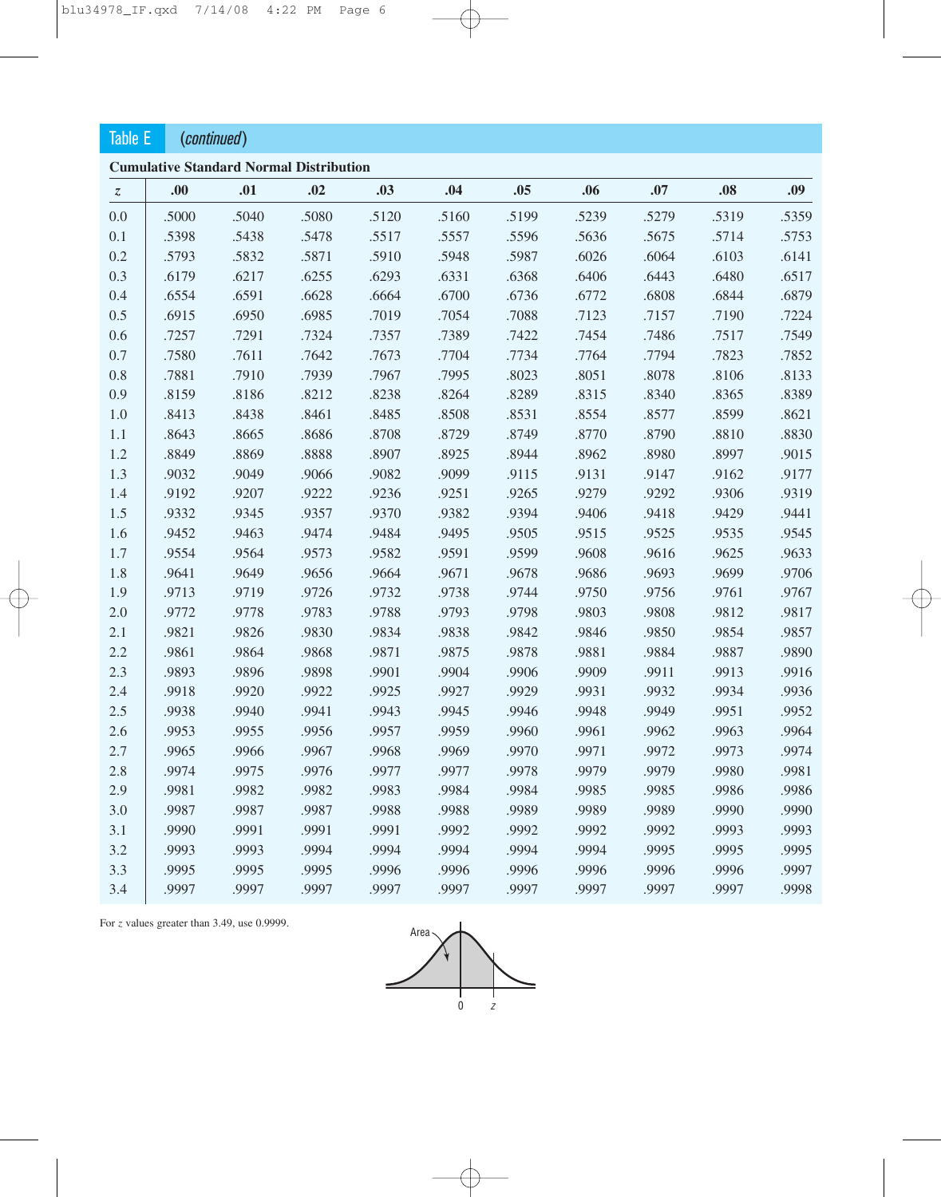## Table E (*continued*)

**Cumulative Standard Normal Distribution**

| $z$ | .00 | .01 | .02 | .03 | .04 | .05 | .06 | .07 | .08 | .09 |
|---|---|---|---|---|---|---|---|---|---|---|
| 0.0 | .5000 | .5040 | .5080 | .5120 | .5160 | .5199 | .5239 | .5279 | .5319 | .5359 |
| 0.1 | .5398 | .5438 | .5478 | .5517 | .5557 | .5596 | .5636 | .5675 | .5714 | .5753 |
| 0.2 | .5793 | .5832 | .5871 | .5910 | .5948 | .5987 | .6026 | .6064 | .6103 | .6141 |
| 0.3 | .6179 | .6217 | .6255 | .6293 | .6331 | .6368 | .6406 | .6443 | .6480 | .6517 |
| 0.4 | .6554 | .6591 | .6628 | .6664 | .6700 | .6736 | .6772 | .6808 | .6844 | .6879 |
| 0.5 | .6915 | .6950 | .6985 | .7019 | .7054 | .7088 | .7123 | .7157 | .7190 | .7224 |
| 0.6 | .7257 | .7291 | .7324 | .7357 | .7389 | .7422 | .7454 | .7486 | .7517 | .7549 |
| 0.7 | .7580 | .7611 | .7642 | .7673 | .7704 | .7734 | .7764 | .7794 | .7823 | .7852 |
| 0.8 | .7881 | .7910 | .7939 | .7967 | .7995 | .8023 | .8051 | .8078 | .8106 | .8133 |
| 0.9 | .8159 | .8186 | .8212 | .8238 | .8264 | .8289 | .8315 | .8340 | .8365 | .8389 |
| 1.0 | .8413 | .8438 | .8461 | .8485 | .8508 | .8531 | .8554 | .8577 | .8599 | .8621 |
| 1.1 | .8643 | .8665 | .8686 | .8708 | .8729 | .8749 | .8770 | .8790 | .8810 | .8830 |
| 1.2 | .8849 | .8869 | .8888 | .8907 | .8925 | .8944 | .8962 | .8980 | .8997 | .9015 |
| 1.3 | .9032 | .9049 | .9066 | .9082 | .9099 | .9115 | .9131 | .9147 | .9162 | .9177 |
| 1.4 | .9192 | .9207 | .9222 | .9236 | .9251 | .9265 | .9279 | .9292 | .9306 | .9319 |
| 1.5 | .9332 | .9345 | .9357 | .9370 | .9382 | .9394 | .9406 | .9418 | .9429 | .9441 |
| 1.6 | .9452 | .9463 | .9474 | .9484 | .9495 | .9505 | .9515 | .9525 | .9535 | .9545 |
| 1.7 | .9554 | .9564 | .9573 | .9582 | .9591 | .9599 | .9608 | .9616 | .9625 | .9633 |
| 1.8 | .9641 | .9649 | .9656 | .9664 | .9671 | .9678 | .9686 | .9693 | .9699 | .9706 |
| 1.9 | .9713 | .9719 | .9726 | .9732 | .9738 | .9744 | .9750 | .9756 | .9761 | .9767 |
| 2.0 | .9772 | .9778 | .9783 | .9788 | .9793 | .9798 | .9803 | .9808 | .9812 | .9817 |
| 2.1 | .9821 | .9826 | .9830 | .9834 | .9838 | .9842 | .9846 | .9850 | .9854 | .9857 |
| 2.2 | .9861 | .9864 | .9868 | .9871 | .9875 | .9878 | .9881 | .9884 | .9887 | .9890 |
| 2.3 | .9893 | .9896 | .9898 | .9901 | .9904 | .9906 | .9909 | .9911 | .9913 | .9916 |
| 2.4 | .9918 | .9920 | .9922 | .9925 | .9927 | .9929 | .9931 | .9932 | .9934 | .9936 |
| 2.5 | .9938 | .9940 | .9941 | .9943 | .9945 | .9946 | .9948 | .9949 | .9951 | .9952 |
| 2.6 | .9953 | .9955 | .9956 | .9957 | .9959 | .9960 | .9961 | .9962 | .9963 | .9964 |
| 2.7 | .9965 | .9966 | .9967 | .9968 | .9969 | .9970 | .9971 | .9972 | .9973 | .9974 |
| 2.8 | .9974 | .9975 | .9976 | .9977 | .9977 | .9978 | .9979 | .9979 | .9980 | .9981 |
| 2.9 | .9981 | .9982 | .9982 | .9983 | .9984 | .9984 | .9985 | .9985 | .9986 | .9986 |
| 3.0 | .9987 | .9987 | .9987 | .9988 | .9988 | .9989 | .9989 | .9989 | .9990 | .9990 |
| 3.1 | .9990 | .9991 | .9991 | .9991 | .9992 | .9992 | .9992 | .9992 | .9993 | .9993 |
| 3.2 | .9993 | .9993 | .9994 | .9994 | .9994 | .9994 | .9994 | .9995 | .9995 | .9995 |
| 3.3 | .9995 | .9995 | .9995 | .9996 | .9996 | .9996 | .9996 | .9996 | .9996 | .9997 |
| 3.4 | .9997 | .9997 | .9997 | .9997 | .9997 | .9997 | .9997 | .9997 | .9997 | .9998 |

For $z$ values greater than 3.49, use 0.9999.

Area

0 $z$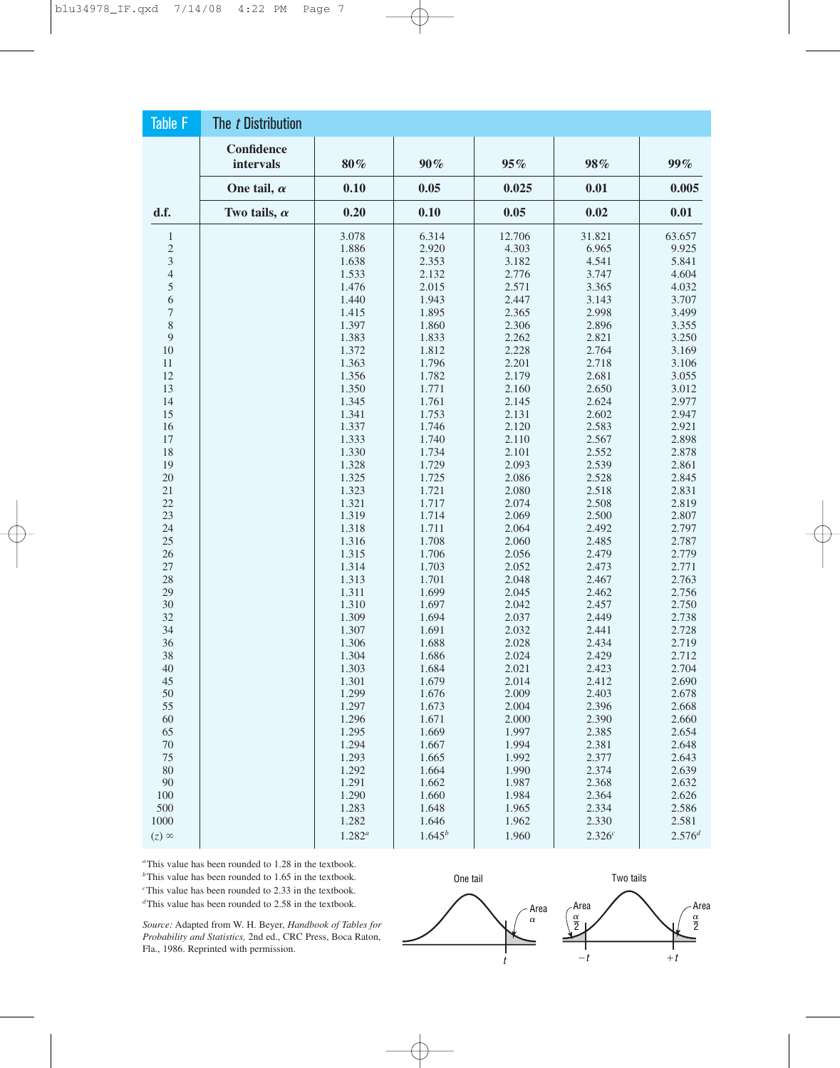## Table F The *t* Distribution

| d.f. | Confidence intervals | 80% | 90% | 95% | 98% | 99% |
|---|---|---|---|---|---|---|
| | One tail, $\alpha$ | 0.10 | 0.05 | 0.025 | 0.01 | 0.005 |
| | Two tails, $\alpha$ | 0.20 | 0.10 | 0.05 | 0.02 | 0.01 |
| 1 | | 3.078 | 6.314 | 12.706 | 31.821 | 63.657 |
| 2 | | 1.886 | 2.920 | 4.303 | 6.965 | 9.925 |
| 3 | | 1.638 | 2.353 | 3.182 | 4.541 | 5.841 |
| 4 | | 1.533 | 2.132 | 2.776 | 3.747 | 4.604 |
| 5 | | 1.476 | 2.015 | 2.571 | 3.365 | 4.032 |
| 6 | | 1.440 | 1.943 | 2.447 | 3.143 | 3.707 |
| 7 | | 1.415 | 1.895 | 2.365 | 2.998 | 3.499 |
| 8 | | 1.397 | 1.860 | 2.306 | 2.896 | 3.355 |
| 9 | | 1.383 | 1.833 | 2.262 | 2.821 | 3.250 |
| 10 | | 1.372 | 1.812 | 2.228 | 2.764 | 3.169 |
| 11 | | 1.363 | 1.796 | 2.201 | 2.718 | 3.106 |
| 12 | | 1.356 | 1.782 | 2.179 | 2.681 | 3.055 |
| 13 | | 1.350 | 1.771 | 2.160 | 2.650 | 3.012 |
| 14 | | 1.345 | 1.761 | 2.145 | 2.624 | 2.977 |
| 15 | | 1.341 | 1.753 | 2.131 | 2.602 | 2.947 |
| 16 | | 1.337 | 1.746 | 2.120 | 2.583 | 2.921 |
| 17 | | 1.333 | 1.740 | 2.110 | 2.567 | 2.898 |
| 18 | | 1.330 | 1.734 | 2.101 | 2.552 | 2.878 |
| 19 | | 1.328 | 1.729 | 2.093 | 2.539 | 2.861 |
| 20 | | 1.325 | 1.725 | 2.086 | 2.528 | 2.845 |
| 21 | | 1.323 | 1.721 | 2.080 | 2.518 | 2.831 |
| 22 | | 1.321 | 1.717 | 2.074 | 2.508 | 2.819 |
| 23 | | 1.319 | 1.714 | 2.069 | 2.500 | 2.807 |
| 24 | | 1.318 | 1.711 | 2.064 | 2.492 | 2.797 |
| 25 | | 1.316 | 1.708 | 2.060 | 2.485 | 2.787 |
| 26 | | 1.315 | 1.706 | 2.056 | 2.479 | 2.779 |
| 27 | | 1.314 | 1.703 | 2.052 | 2.473 | 2.771 |
| 28 | | 1.313 | 1.701 | 2.048 | 2.467 | 2.763 |
| 29 | | 1.311 | 1.699 | 2.045 | 2.462 | 2.756 |
| 30 | | 1.310 | 1.697 | 2.042 | 2.457 | 2.750 |
| 32 | | 1.309 | 1.694 | 2.037 | 2.449 | 2.738 |
| 34 | | 1.307 | 1.691 | 2.032 | 2.441 | 2.728 |
| 36 | | 1.306 | 1.688 | 2.028 | 2.434 | 2.719 |
| 38 | | 1.304 | 1.686 | 2.024 | 2.429 | 2.712 |
| 40 | | 1.303 | 1.684 | 2.021 | 2.423 | 2.704 |
| 45 | | 1.301 | 1.679 | 2.014 | 2.412 | 2.690 |
| 50 | | 1.299 | 1.676 | 2.009 | 2.403 | 2.678 |
| 55 | | 1.297 | 1.673 | 2.004 | 2.396 | 2.668 |
| 60 | | 1.296 | 1.671 | 2.000 | 2.390 | 2.660 |
| 65 | | 1.295 | 1.669 | 1.997 | 2.385 | 2.654 |
| 70 | | 1.294 | 1.667 | 1.994 | 2.381 | 2.648 |
| 75 | | 1.293 | 1.665 | 1.992 | 2.377 | 2.643 |
| 80 | | 1.292 | 1.664 | 1.990 | 2.374 | 2.639 |
| 90 | | 1.291 | 1.662 | 1.987 | 2.368 | 2.632 |
| 100 | | 1.290 | 1.660 | 1.984 | 2.364 | 2.626 |
| 500 | | 1.283 | 1.648 | 1.965 | 2.334 | 2.586 |
| 1000 | | 1.282 | 1.646 | 1.962 | 2.330 | 2.581 |
| $(z)\ \infty$ | | 1.282[a] | 1.645[b] | 1.960 | 2.326[c] | 2.576[d] |

[a]This value has been rounded to 1.28 in the textbook.
[b]This value has been rounded to 1.65 in the textbook.
[c]This value has been rounded to 2.33 in the textbook.
[d]This value has been rounded to 2.58 in the textbook.

*Source:* Adapted from W. H. Beyer, *Handbook of Tables for Probability and Statistics,* 2nd ed., CRC Press, Boca Raton, Fla., 1986. Reprinted with permission.

One tail: Area $\alpha$, $t$

Two tails: Area $\frac{\alpha}{2}$, Area $\frac{\alpha}{2}$, $-t$, $+t$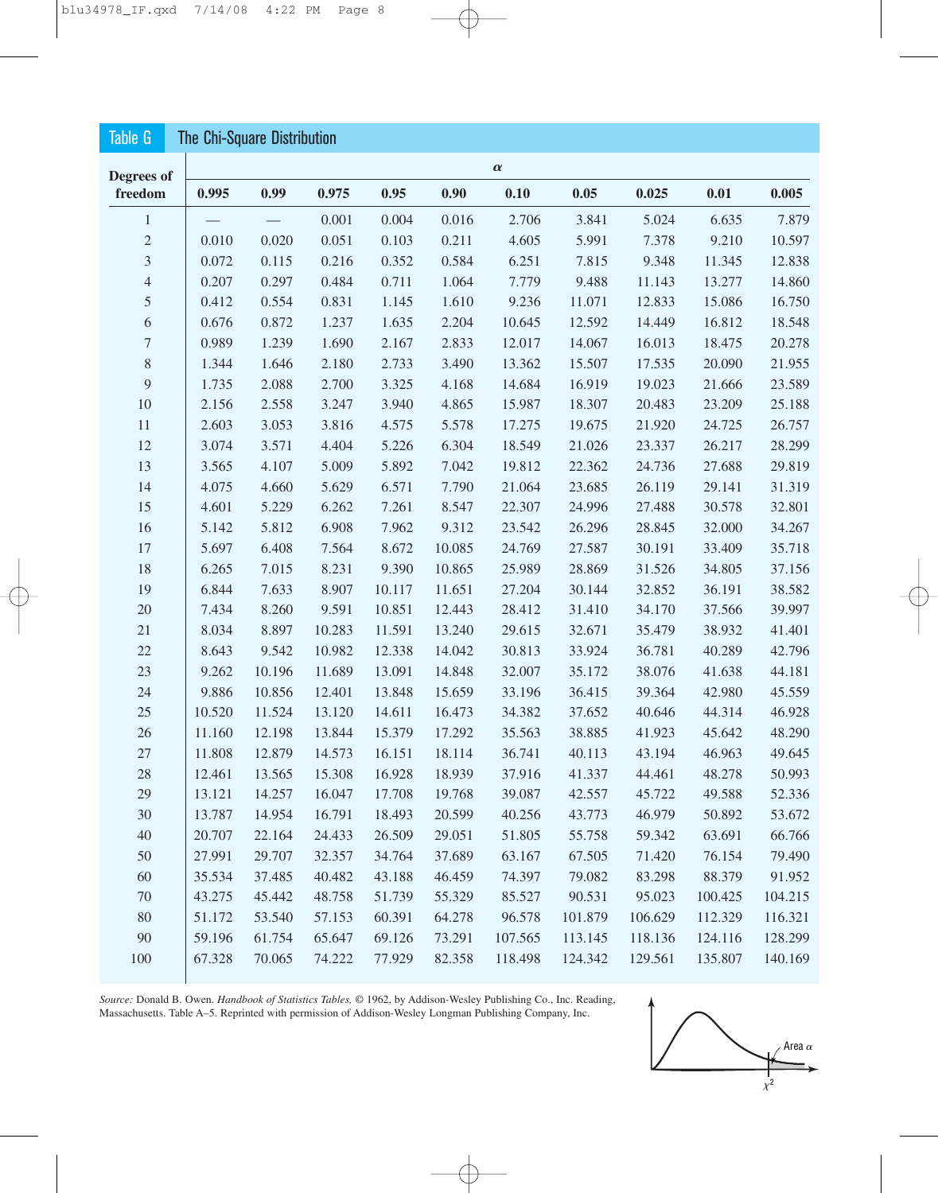## Table G The Chi-Square Distribution

| Degrees of freedom | $\alpha$ | | | | | | | | | |
|---|---|---|---|---|---|---|---|---|---|---|
| | 0.995 | 0.99 | 0.975 | 0.95 | 0.90 | 0.10 | 0.05 | 0.025 | 0.01 | 0.005 |
| 1 | — | — | 0.001 | 0.004 | 0.016 | 2.706 | 3.841 | 5.024 | 6.635 | 7.879 |
| 2 | 0.010 | 0.020 | 0.051 | 0.103 | 0.211 | 4.605 | 5.991 | 7.378 | 9.210 | 10.597 |
| 3 | 0.072 | 0.115 | 0.216 | 0.352 | 0.584 | 6.251 | 7.815 | 9.348 | 11.345 | 12.838 |
| 4 | 0.207 | 0.297 | 0.484 | 0.711 | 1.064 | 7.779 | 9.488 | 11.143 | 13.277 | 14.860 |
| 5 | 0.412 | 0.554 | 0.831 | 1.145 | 1.610 | 9.236 | 11.071 | 12.833 | 15.086 | 16.750 |
| 6 | 0.676 | 0.872 | 1.237 | 1.635 | 2.204 | 10.645 | 12.592 | 14.449 | 16.812 | 18.548 |
| 7 | 0.989 | 1.239 | 1.690 | 2.167 | 2.833 | 12.017 | 14.067 | 16.013 | 18.475 | 20.278 |
| 8 | 1.344 | 1.646 | 2.180 | 2.733 | 3.490 | 13.362 | 15.507 | 17.535 | 20.090 | 21.955 |
| 9 | 1.735 | 2.088 | 2.700 | 3.325 | 4.168 | 14.684 | 16.919 | 19.023 | 21.666 | 23.589 |
| 10 | 2.156 | 2.558 | 3.247 | 3.940 | 4.865 | 15.987 | 18.307 | 20.483 | 23.209 | 25.188 |
| 11 | 2.603 | 3.053 | 3.816 | 4.575 | 5.578 | 17.275 | 19.675 | 21.920 | 24.725 | 26.757 |
| 12 | 3.074 | 3.571 | 4.404 | 5.226 | 6.304 | 18.549 | 21.026 | 23.337 | 26.217 | 28.299 |
| 13 | 3.565 | 4.107 | 5.009 | 5.892 | 7.042 | 19.812 | 22.362 | 24.736 | 27.688 | 29.819 |
| 14 | 4.075 | 4.660 | 5.629 | 6.571 | 7.790 | 21.064 | 23.685 | 26.119 | 29.141 | 31.319 |
| 15 | 4.601 | 5.229 | 6.262 | 7.261 | 8.547 | 22.307 | 24.996 | 27.488 | 30.578 | 32.801 |
| 16 | 5.142 | 5.812 | 6.908 | 7.962 | 9.312 | 23.542 | 26.296 | 28.845 | 32.000 | 34.267 |
| 17 | 5.697 | 6.408 | 7.564 | 8.672 | 10.085 | 24.769 | 27.587 | 30.191 | 33.409 | 35.718 |
| 18 | 6.265 | 7.015 | 8.231 | 9.390 | 10.865 | 25.989 | 28.869 | 31.526 | 34.805 | 37.156 |
| 19 | 6.844 | 7.633 | 8.907 | 10.117 | 11.651 | 27.204 | 30.144 | 32.852 | 36.191 | 38.582 |
| 20 | 7.434 | 8.260 | 9.591 | 10.851 | 12.443 | 28.412 | 31.410 | 34.170 | 37.566 | 39.997 |
| 21 | 8.034 | 8.897 | 10.283 | 11.591 | 13.240 | 29.615 | 32.671 | 35.479 | 38.932 | 41.401 |
| 22 | 8.643 | 9.542 | 10.982 | 12.338 | 14.042 | 30.813 | 33.924 | 36.781 | 40.289 | 42.796 |
| 23 | 9.262 | 10.196 | 11.689 | 13.091 | 14.848 | 32.007 | 35.172 | 38.076 | 41.638 | 44.181 |
| 24 | 9.886 | 10.856 | 12.401 | 13.848 | 15.659 | 33.196 | 36.415 | 39.364 | 42.980 | 45.559 |
| 25 | 10.520 | 11.524 | 13.120 | 14.611 | 16.473 | 34.382 | 37.652 | 40.646 | 44.314 | 46.928 |
| 26 | 11.160 | 12.198 | 13.844 | 15.379 | 17.292 | 35.563 | 38.885 | 41.923 | 45.642 | 48.290 |
| 27 | 11.808 | 12.879 | 14.573 | 16.151 | 18.114 | 36.741 | 40.113 | 43.194 | 46.963 | 49.645 |
| 28 | 12.461 | 13.565 | 15.308 | 16.928 | 18.939 | 37.916 | 41.337 | 44.461 | 48.278 | 50.993 |
| 29 | 13.121 | 14.257 | 16.047 | 17.708 | 19.768 | 39.087 | 42.557 | 45.722 | 49.588 | 52.336 |
| 30 | 13.787 | 14.954 | 16.791 | 18.493 | 20.599 | 40.256 | 43.773 | 46.979 | 50.892 | 53.672 |
| 40 | 20.707 | 22.164 | 24.433 | 26.509 | 29.051 | 51.805 | 55.758 | 59.342 | 63.691 | 66.766 |
| 50 | 27.991 | 29.707 | 32.357 | 34.764 | 37.689 | 63.167 | 67.505 | 71.420 | 76.154 | 79.490 |
| 60 | 35.534 | 37.485 | 40.482 | 43.188 | 46.459 | 74.397 | 79.082 | 83.298 | 88.379 | 91.952 |
| 70 | 43.275 | 45.442 | 48.758 | 51.739 | 55.329 | 85.527 | 90.531 | 95.023 | 100.425 | 104.215 |
| 80 | 51.172 | 53.540 | 57.153 | 60.391 | 64.278 | 96.578 | 101.879 | 106.629 | 112.329 | 116.321 |
| 90 | 59.196 | 61.754 | 65.647 | 69.126 | 73.291 | 107.565 | 113.145 | 118.136 | 124.116 | 128.299 |
| 100 | 67.328 | 70.065 | 74.222 | 77.929 | 82.358 | 118.498 | 124.342 | 129.561 | 135.807 | 140.169 |

*Source:* Donald B. Owen. *Handbook of Statistics Tables,* © 1962, by Addison-Wesley Publishing Co., Inc. Reading, Massachusetts. Table A–5. Reprinted with permission of Addison-Wesley Longman Publishing Company, Inc.

Area $\alpha$

$\chi^2$